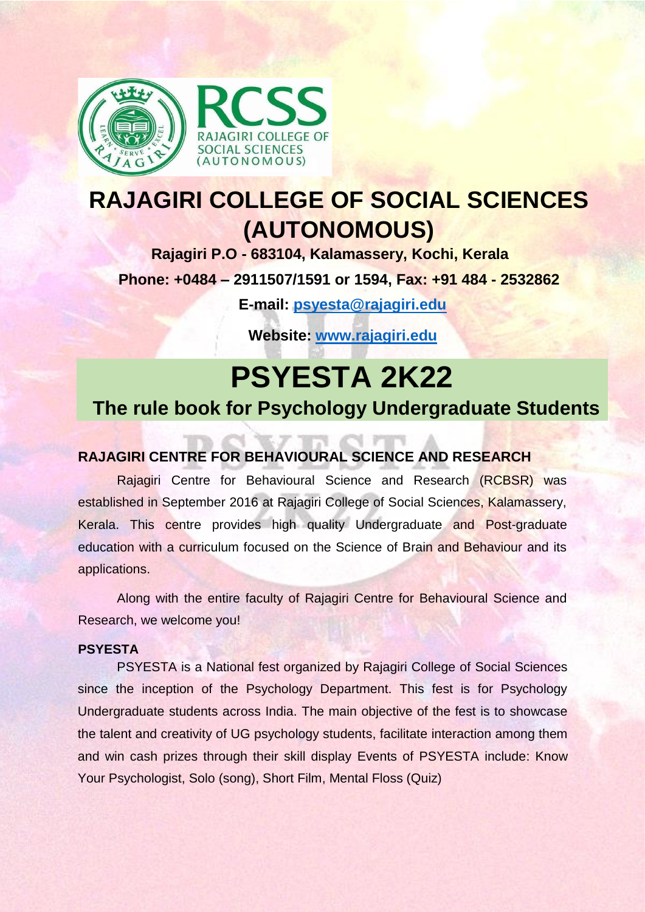# RAJAGIRI COLLEGE OF SOCIAL SCIENCES (AUTONOMOUS)

**Rajagiri P.O - 683104, Kalamassery, Kochi, Kerala**

**Phone: +0484 – 2911507/1591 or 1594, Fax: +91 484 - 2532862**

**E-mail: psyesta@rajagiri.edu**

**Website: www.rajagiri.edu**

# PSYESTA 2K22

## The rule book for Psychology Undergraduate Students

### RAJAGIRI CENTRE FOR BEHAVIOURAL SCIENCE AND RESEARCH

Rajagiri Centre for Behavioural Science and Research (RCBSR) was established in September 2016 at Rajagiri College of Social Sciences, Kalamassery, Kerala. This centre provides high quality Undergraduate and Post-graduate education with a curriculum focused on the Science of Brain and Behaviour and its applications.

Along with the entire faculty of Rajagiri Centre for Behavioural Science and Research, we welcome you!

### PSYESTA

PSYESTA is a National fest organized by Rajagiri College of Social Sciences since the inception of the Psychology Department. This fest is for Psychology Undergraduate students across India. The main objective of the fest is to showcase the talent and creativity of UG psychology students, facilitate interaction among them and win cash prizes through their skill display Events of PSYESTA include: Know Your Psychologist, Solo (song), Short Film, Mental Floss (Quiz)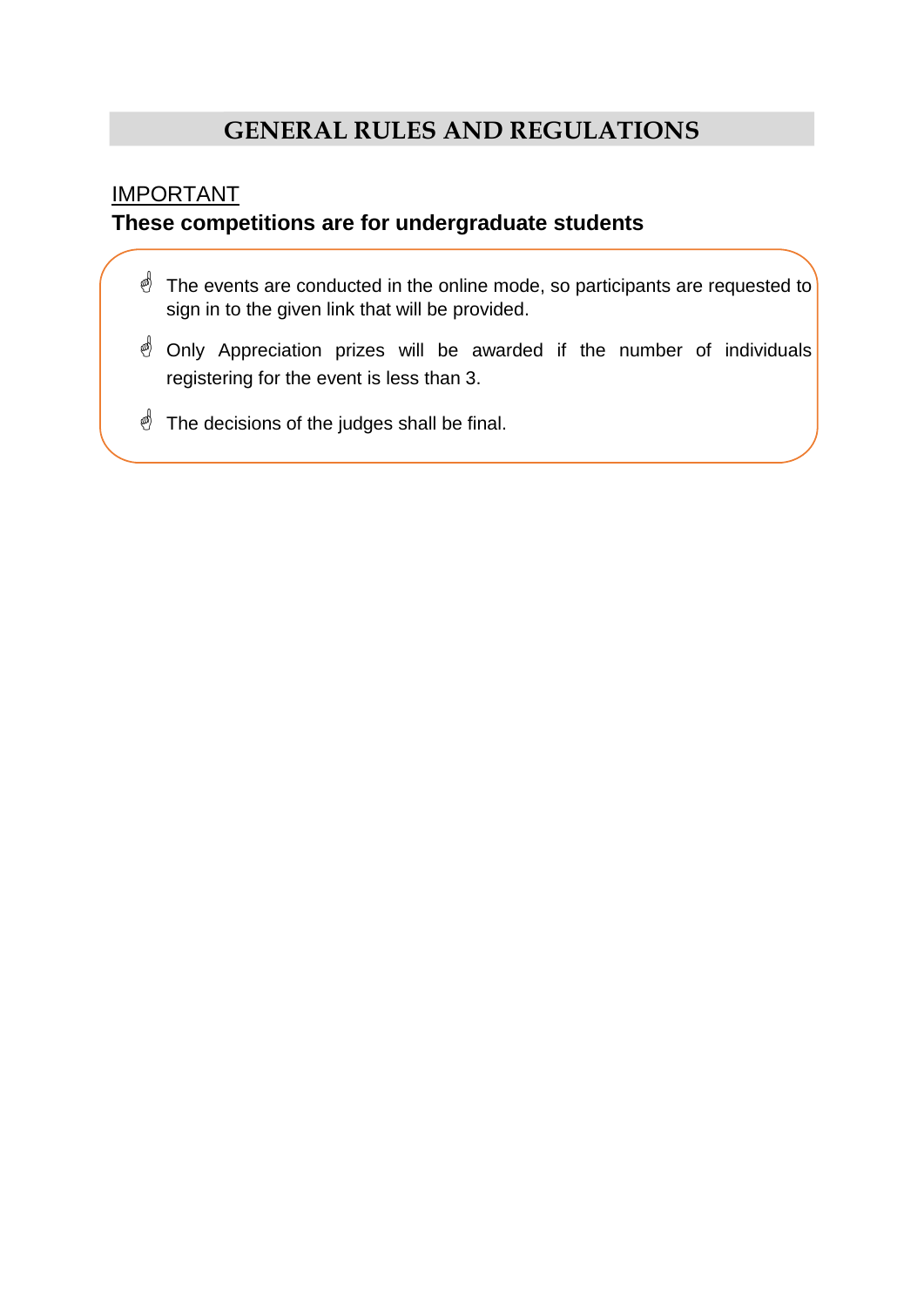# GENERAL RULES AND REGULATIONS

IMPORTANT

**These competitions are for undergraduate students**

- The events are conducted in the online mode, so participants are requested to sign in to the given link that will be provided.
- Only Appreciation prizes will be awarded if the number of individuals registering for the event is less than 3.
- The decisions of the judges shall be final.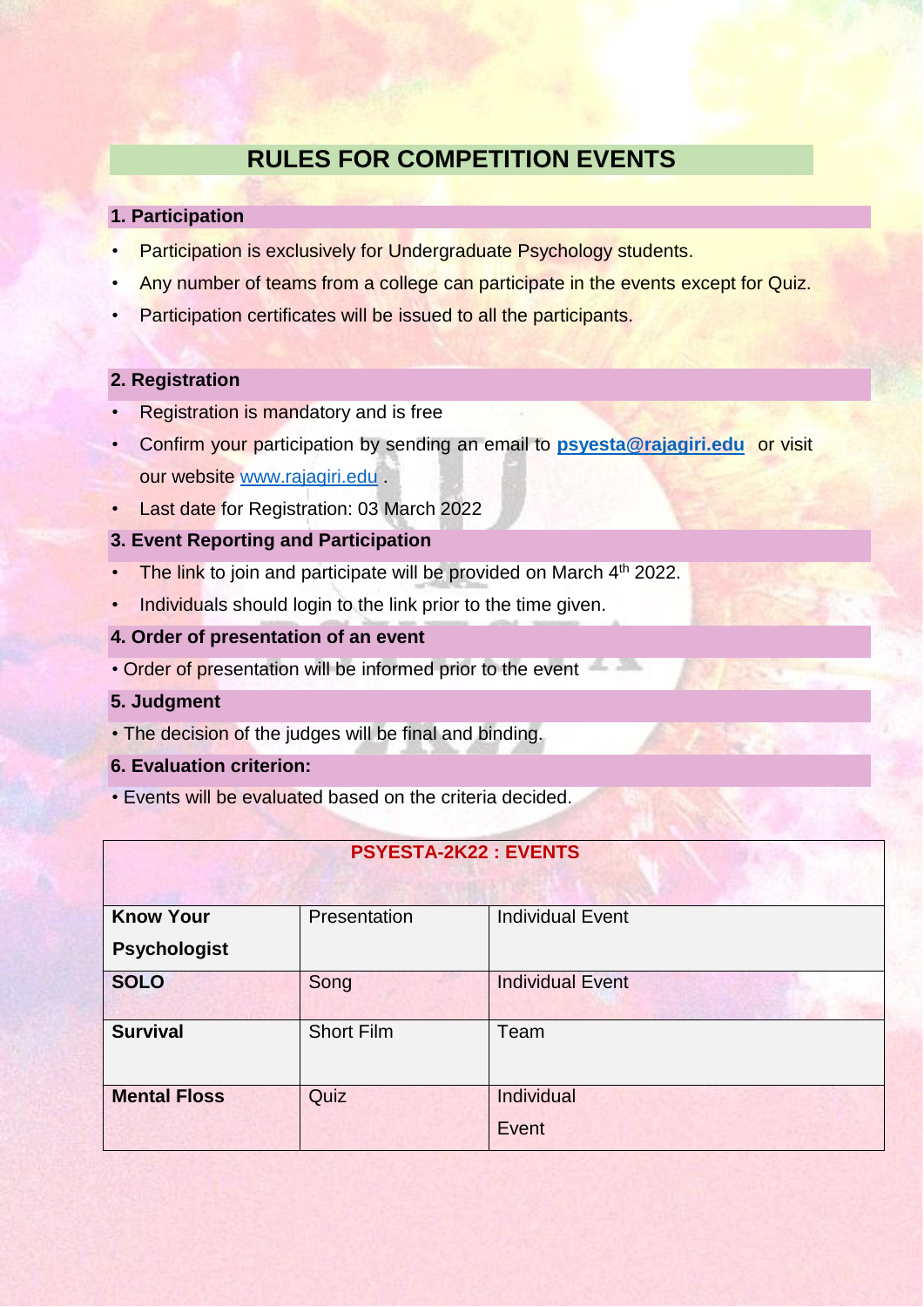# RULES FOR COMPETITION EVENTS

## 1. Participation

- Participation is exclusively for Undergraduate Psychology students.
- Any number of teams from a college can participate in the events except for Quiz.
- Participation certificates will be issued to all the participants.

## 2. Registration

- Registration is mandatory and is free
- Confirm your participation by sending an email to **psyesta@rajagiri.edu** or visit our website www.rajagiri.edu .
- Last date for Registration: 03 March 2022

## 3. Event Reporting and Participation

- The link to join and participate will be provided on March 4th 2022.
- Individuals should login to the link prior to the time given.

## 4. Order of presentation of an event

- Order of presentation will be informed prior to the event

## 5. Judgment

- The decision of the judges will be final and binding.

## 6. Evaluation criterion:

- Events will be evaluated based on the criteria decided.

| PSYESTA-2K22 : EVENTS | | |
|---|---|---|
| **Know Your Psychologist** | Presentation | Individual Event |
| **SOLO** | Song | Individual Event |
| **Survival** | Short Film | Team |
| **Mental Floss** | Quiz | Individual Event |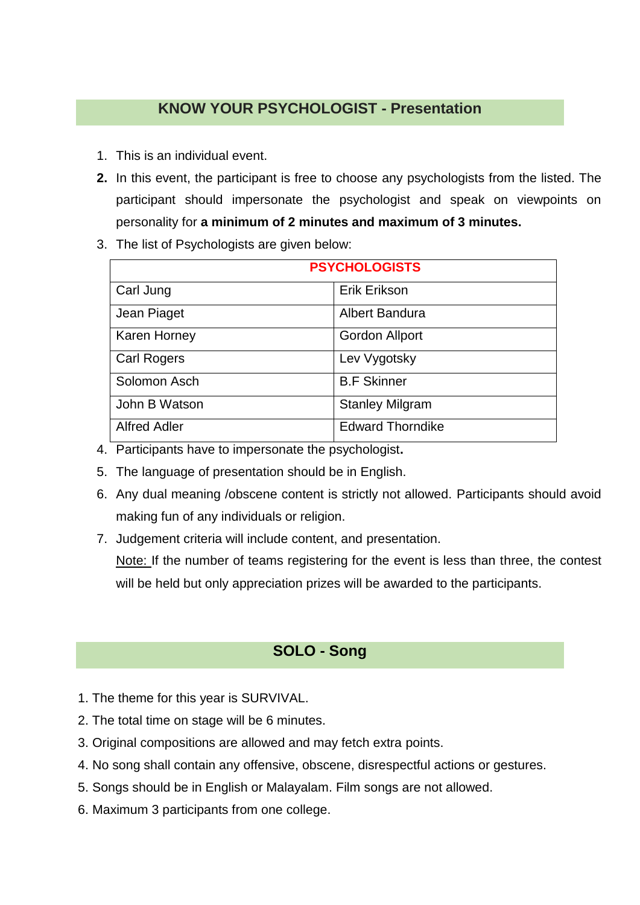## KNOW YOUR PSYCHOLOGIST - Presentation

1. This is an individual event.
2. In this event, the participant is free to choose any psychologists from the listed. The participant should impersonate the psychologist and speak on viewpoints on personality for **a minimum of 2 minutes and maximum of 3 minutes.**
3. The list of Psychologists are given below:

| PSYCHOLOGISTS | |
|---|---|
| Carl Jung | Erik Erikson |
| Jean Piaget | Albert Bandura |
| Karen Horney | Gordon Allport |
| Carl Rogers | Lev Vygotsky |
| Solomon Asch | B.F Skinner |
| John B Watson | Stanley Milgram |
| Alfred Adler | Edward Thorndike |

4. Participants have to impersonate the psychologist**.**
5. The language of presentation should be in English.
6. Any dual meaning /obscene content is strictly not allowed. Participants should avoid making fun of any individuals or religion.
7. Judgement criteria will include content, and presentation.

   Note: If the number of teams registering for the event is less than three, the contest will be held but only appreciation prizes will be awarded to the participants.

## SOLO - Song

1. The theme for this year is SURVIVAL.
2. The total time on stage will be 6 minutes.
3. Original compositions are allowed and may fetch extra points.
4. No song shall contain any offensive, obscene, disrespectful actions or gestures.
5. Songs should be in English or Malayalam. Film songs are not allowed.
6. Maximum 3 participants from one college.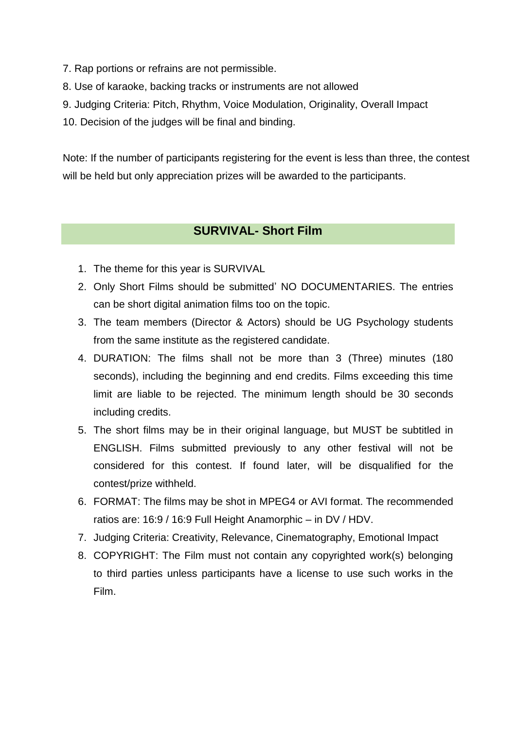7. Rap portions or refrains are not permissible.
8. Use of karaoke, backing tracks or instruments are not allowed
9. Judging Criteria: Pitch, Rhythm, Voice Modulation, Originality, Overall Impact
10. Decision of the judges will be final and binding.

Note: If the number of participants registering for the event is less than three, the contest will be held but only appreciation prizes will be awarded to the participants.

## SURVIVAL- Short Film

1. The theme for this year is SURVIVAL
2. Only Short Films should be submitted' NO DOCUMENTARIES. The entries can be short digital animation films too on the topic.
3. The team members (Director & Actors) should be UG Psychology students from the same institute as the registered candidate.
4. DURATION: The films shall not be more than 3 (Three) minutes (180 seconds), including the beginning and end credits. Films exceeding this time limit are liable to be rejected. The minimum length should be 30 seconds including credits.
5. The short films may be in their original language, but MUST be subtitled in ENGLISH. Films submitted previously to any other festival will not be considered for this contest. If found later, will be disqualified for the contest/prize withheld.
6. FORMAT: The films may be shot in MPEG4 or AVI format. The recommended ratios are: 16:9 / 16:9 Full Height Anamorphic – in DV / HDV.
7. Judging Criteria: Creativity, Relevance, Cinematography, Emotional Impact
8. COPYRIGHT: The Film must not contain any copyrighted work(s) belonging to third parties unless participants have a license to use such works in the Film.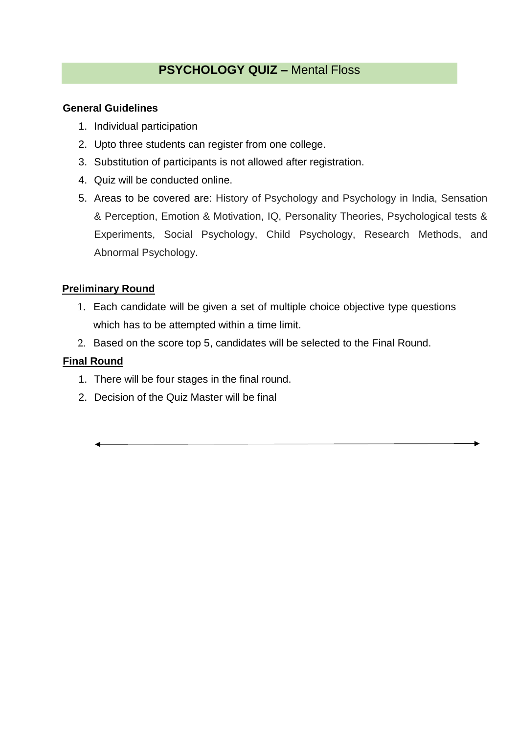## **PSYCHOLOGY QUIZ –** Mental Floss

**General Guidelines**

1. Individual participation
2. Upto three students can register from one college.
3. Substitution of participants is not allowed after registration.
4. Quiz will be conducted online.
5. Areas to be covered are: History of Psychology and Psychology in India, Sensation & Perception, Emotion & Motivation, IQ, Personality Theories, Psychological tests & Experiments, Social Psychology, Child Psychology, Research Methods, and Abnormal Psychology.

**Preliminary Round**

1. Each candidate will be given a set of multiple choice objective type questions which has to be attempted within a time limit.
2. Based on the score top 5, candidates will be selected to the Final Round.

**Final Round**

1. There will be four stages in the final round.
2. Decision of the Quiz Master will be final